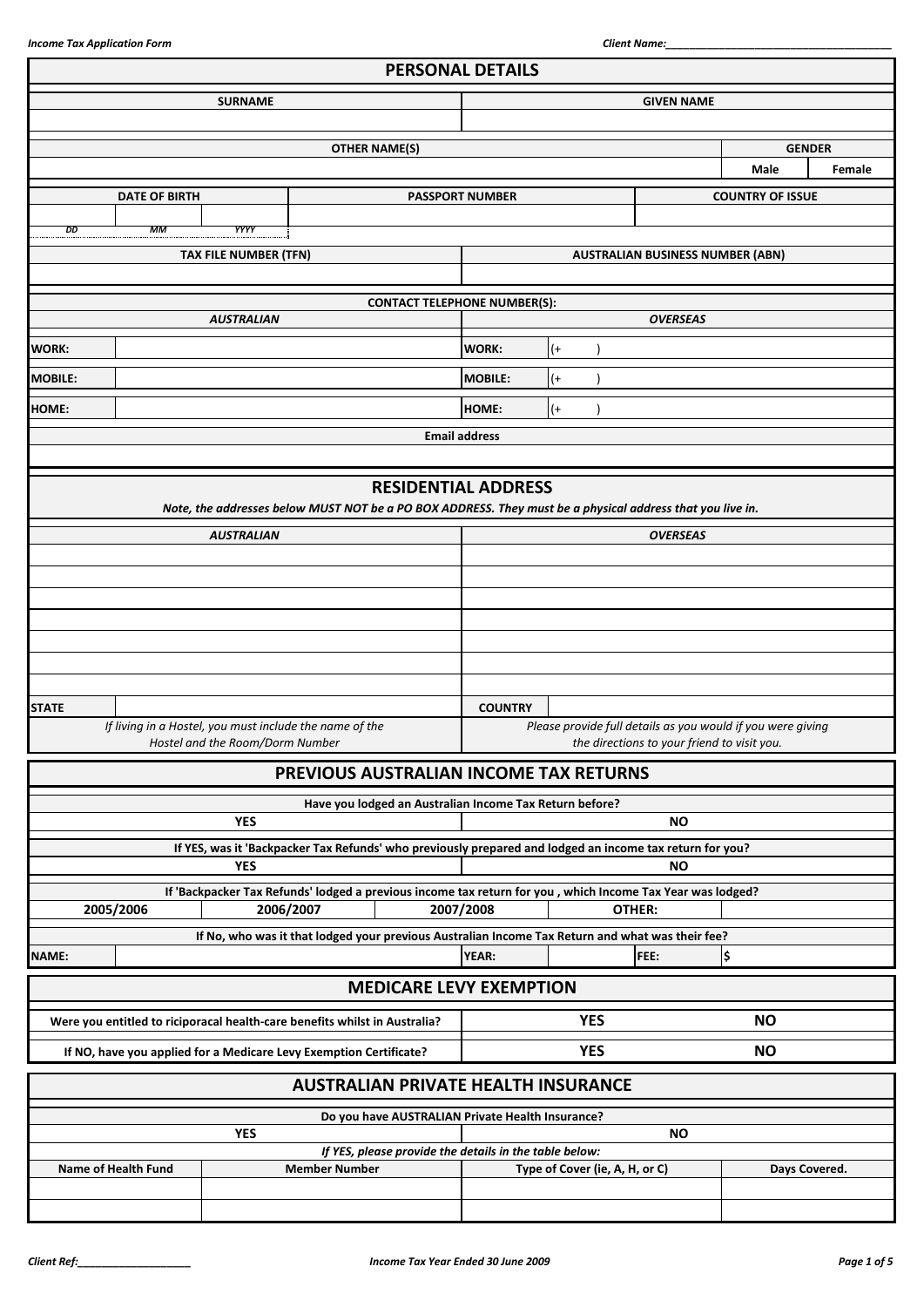## PERSONAL DETAILS

| SURNAME | GIVEN NAME |
|---|---|
| | |

| OTHER NAME(S) | GENDER | |
|---|---|---|
| | Male | Female |

| DATE OF BIRTH | | | PASSPORT NUMBER | COUNTRY OF ISSUE |
|---|---|---|---|---|
| | | | | |
| *DD* | *MM* | *YYYY* | | |

| TAX FILE NUMBER (TFN) | AUSTRALIAN BUSINESS NUMBER (ABN) |
|---|---|
| | |

**CONTACT TELEPHONE NUMBER(S):**

| *AUSTRALIAN* | | *OVERSEAS* | |
|---|---|---|---|
| **WORK:** | | **WORK:** | (+ ) |
| **MOBILE:** | | **MOBILE:** | (+ ) |
| **HOME:** | | **HOME:** | (+ ) |

**Email address**

## RESIDENTIAL ADDRESS

***Note, the addresses below MUST NOT be a PO BOX ADDRESS. They must be a physical address that you live in.***

| *AUSTRALIAN* | | *OVERSEAS* | |
|---|---|---|---|
| | | | |
| | | | |
| | | | |
| | | | |
| | | | |
| | | | |
| | | | |
| **STATE** | | **COUNTRY** | |
| *If living in a Hostel, you must include the name of the Hostel and the Room/Dorm Number* | | *Please provide full details as you would if you were giving the directions to your friend to visit you.* | |

## PREVIOUS AUSTRALIAN INCOME TAX RETURNS

**Have you lodged an Australian Income Tax Return before?**

| YES | NO |
|---|---|

**If YES, was it 'Backpacker Tax Refunds' who previously prepared and lodged an income tax return for you?**

| YES | NO |
|---|---|

**If 'Backpacker Tax Refunds' lodged a previous income tax return for you , which Income Tax Year was lodged?**

| 2005/2006 | 2006/2007 | 2007/2008 | OTHER: | |
|---|---|---|---|---|

**If No, who was it that lodged your previous Australian Income Tax Return and what was their fee?**

| **NAME:** | | **YEAR:** | | **FEE:** | $ |
|---|---|---|---|---|---|

## MEDICARE LEVY EXEMPTION

| | | |
|---|---|---|
| **Were you entitled to riciporacal health-care benefits whilst in Australia?** | **YES** | **NO** |
| **If NO, have you applied for a Medicare Levy Exemption Certificate?** | **YES** | **NO** |

## AUSTRALIAN PRIVATE HEALTH INSURANCE

**Do you have AUSTRALIAN Private Health Insurance?**

| YES | NO |
|---|---|

***If YES, please provide the details in the table below:***

| Name of Health Fund | Member Number | Type of Cover (ie, A, H, or C) | Days Covered. |
|---|---|---|---|
| | | | |
| | | | |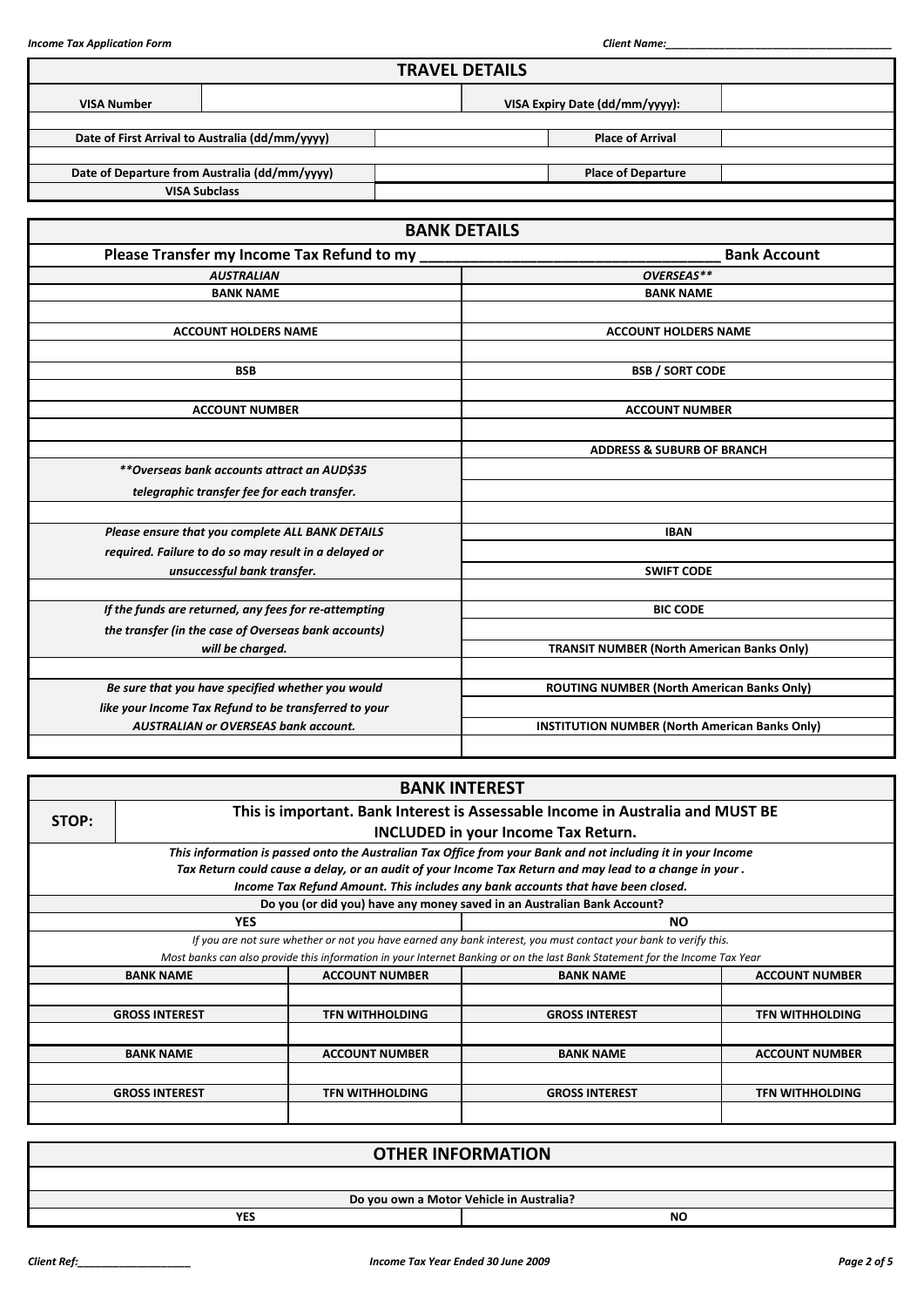## TRAVEL DETAILS

| VISA Number | | VISA Expiry Date (dd/mm/yyyy): | |
|---|---|---|---|
| Date of First Arrival to Australia (dd/mm/yyyy) | | Place of Arrival | |
| Date of Departure from Australia (dd/mm/yyyy) | | Place of Departure | |
| VISA Subclass | | | |

## BANK DETAILS

**Please Transfer my Income Tax Refund to my \_\_\_\_\_\_\_\_\_\_\_\_\_\_\_\_\_\_\_\_\_\_\_\_\_\_\_\_\_\_\_\_\_\_\_ Bank Account**

| *AUSTRALIAN* | *OVERSEAS\*\** |
|---|---|
| BANK NAME | BANK NAME |
| | |
| ACCOUNT HOLDERS NAME | ACCOUNT HOLDERS NAME |
| | |
| BSB | BSB / SORT CODE |
| | |
| ACCOUNT NUMBER | ACCOUNT NUMBER |
| | |
| | ADDRESS & SUBURB OF BRANCH |
| *\*\*Overseas bank accounts attract an AUD$35 telegraphic transfer fee for each transfer.* | |
| | |
| *Please ensure that you complete ALL BANK DETAILS required. Failure to do so may result in a delayed or unsuccessful bank transfer.* | IBAN |
| | |
| | SWIFT CODE |
| | |
| *If the funds are returned, any fees for re-attempting the transfer (in the case of Overseas bank accounts) will be charged.* | BIC CODE |
| | |
| | TRANSIT NUMBER (North American Banks Only) |
| | |
| *Be sure that you have specified whether you would like your Income Tax Refund to be transferred to your AUSTRALIAN or OVERSEAS bank account.* | ROUTING NUMBER (North American Banks Only) |
| | |
| | INSTITUTION NUMBER (North American Banks Only) |
| | |

## BANK INTEREST

**STOP: This is important. Bank Interest is Assessable Income in Australia and MUST BE INCLUDED in your Income Tax Return.**

*This information is passed onto the Australian Tax Office from your Bank and not including it in your Income Tax Return could cause a delay, or an audit of your Income Tax Return and may lead to a change in your . Income Tax Refund Amount. This includes any bank accounts that have been closed.*

**Do you (or did you) have any money saved in an Australian Bank Account?**

| YES | NO |
|---|---|

*If you are not sure whether or not you have earned any bank interest, you must contact your bank to verify this.*
*Most banks can also provide this information in your Internet Banking or on the last Bank Statement for the Income Tax Year*

| BANK NAME | ACCOUNT NUMBER | BANK NAME | ACCOUNT NUMBER |
|---|---|---|---|
| | | | |
| GROSS INTEREST | TFN WITHHOLDING | GROSS INTEREST | TFN WITHHOLDING |
| | | | |
| BANK NAME | ACCOUNT NUMBER | BANK NAME | ACCOUNT NUMBER |
| | | | |
| GROSS INTEREST | TFN WITHHOLDING | GROSS INTEREST | TFN WITHHOLDING |
| | | | |

## OTHER INFORMATION

**Do you own a Motor Vehicle in Australia?**

| YES | NO |
|---|---|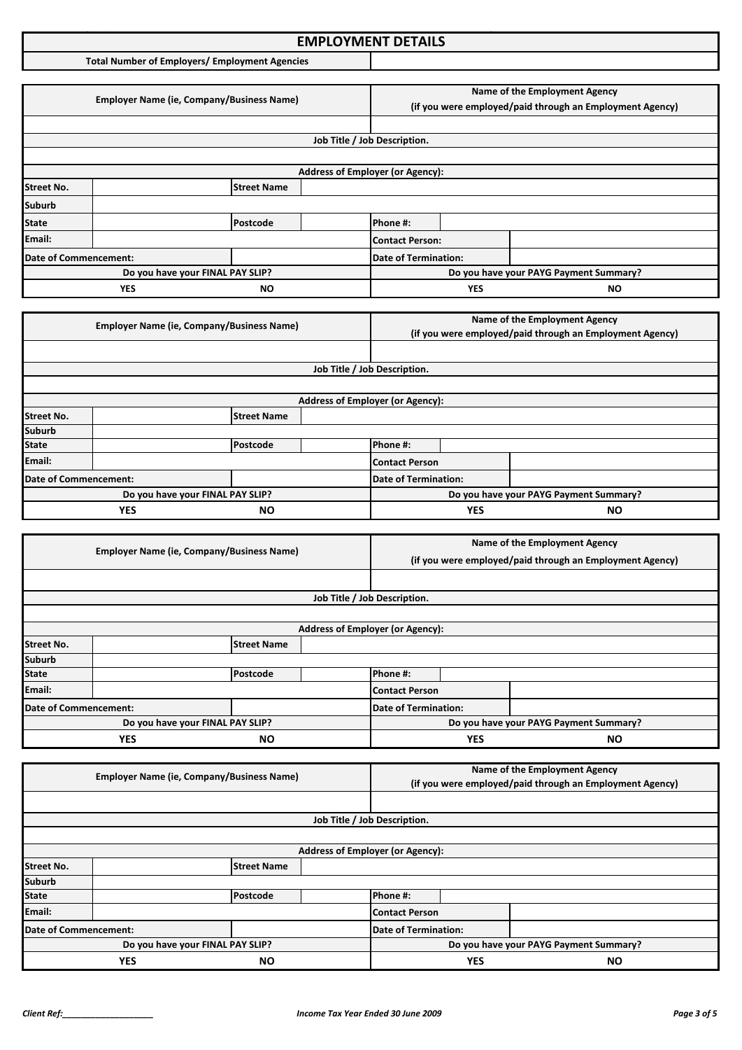## EMPLOYMENT DETAILS

| Total Number of Employers/ Employment Agencies | |
|---|---|

| Employer Name (ie, Company/Business Name) | | | | Name of the Employment Agency (if you were employed/paid through an Employment Agency) | |
|---|---|---|---|---|---|
| | | | | | |
| Job Title / Job Description. | | | | | |
| | | | | | |
| Address of Employer (or Agency): | | | | | |
| Street No. | | Street Name | | | |
| Suburb | | | | | |
| State | | Postcode | | Phone #: | |
| Email: | | | | Contact Person: | |
| Date of Commencement: | | | | Date of Termination: | |
| Do you have your FINAL PAY SLIP? | | | | Do you have your PAYG Payment Summary? | |
| YES | | NO | | YES | NO |

| Employer Name (ie, Company/Business Name) | | | | Name of the Employment Agency (if you were employed/paid through an Employment Agency) | |
|---|---|---|---|---|---|
| | | | | | |
| Job Title / Job Description. | | | | | |
| | | | | | |
| Address of Employer (or Agency): | | | | | |
| Street No. | | Street Name | | | |
| Suburb | | | | | |
| State | | Postcode | | Phone #: | |
| Email: | | | | Contact Person | |
| Date of Commencement: | | | | Date of Termination: | |
| Do you have your FINAL PAY SLIP? | | | | Do you have your PAYG Payment Summary? | |
| YES | | NO | | YES | NO |

| Employer Name (ie, Company/Business Name) | | | | Name of the Employment Agency (if you were employed/paid through an Employment Agency) | |
|---|---|---|---|---|---|
| | | | | | |
| Job Title / Job Description. | | | | | |
| | | | | | |
| Address of Employer (or Agency): | | | | | |
| Street No. | | Street Name | | | |
| Suburb | | | | | |
| State | | Postcode | | Phone #: | |
| Email: | | | | Contact Person | |
| Date of Commencement: | | | | Date of Termination: | |
| Do you have your FINAL PAY SLIP? | | | | Do you have your PAYG Payment Summary? | |
| YES | | NO | | YES | NO |

| Employer Name (ie, Company/Business Name) | | | | Name of the Employment Agency (if you were employed/paid through an Employment Agency) | |
|---|---|---|---|---|---|
| | | | | | |
| Job Title / Job Description. | | | | | |
| | | | | | |
| Address of Employer (or Agency): | | | | | |
| Street No. | | Street Name | | | |
| Suburb | | | | | |
| State | | Postcode | | Phone #: | |
| Email: | | | | Contact Person | |
| Date of Commencement: | | | | Date of Termination: | |
| Do you have your FINAL PAY SLIP? | | | | Do you have your PAYG Payment Summary? | |
| YES | | NO | | YES | NO |

*Client Ref:___________________* *Income Tax Year Ended 30 June 2009*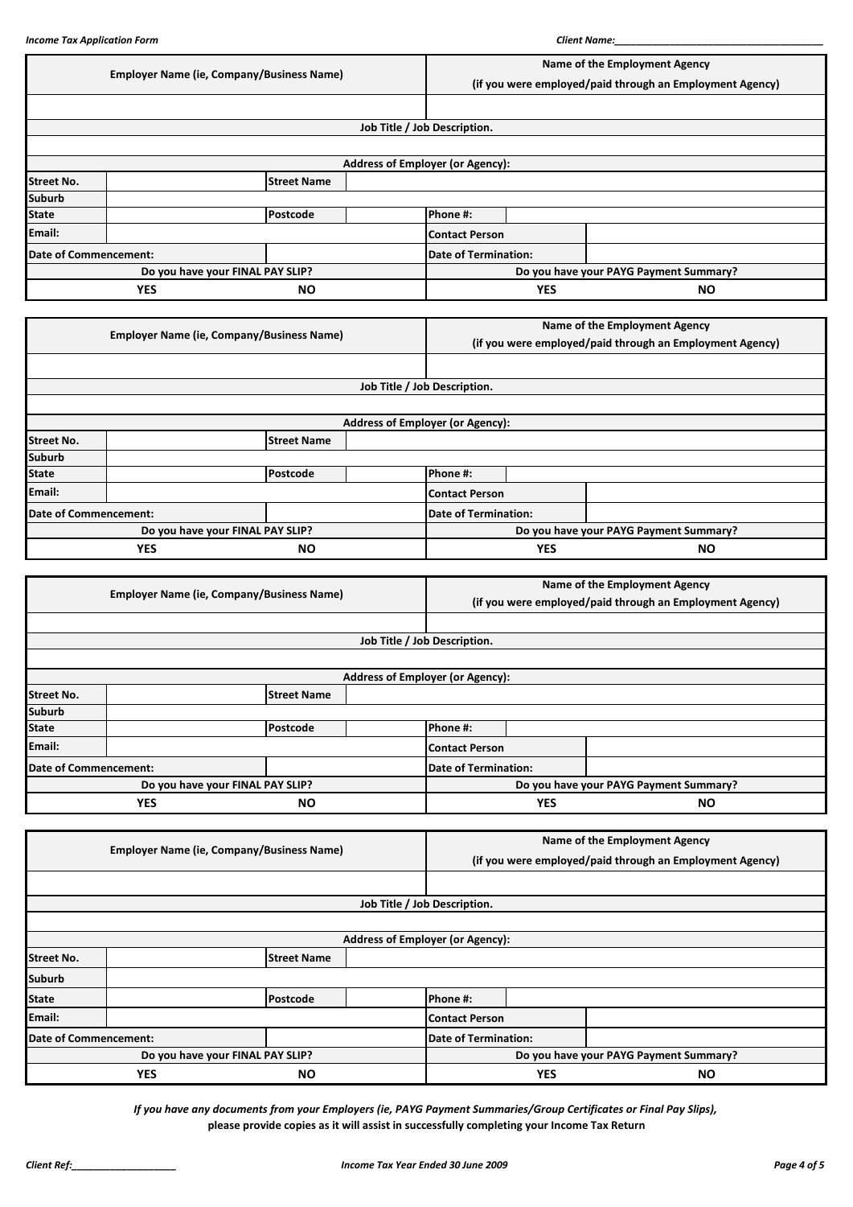| Employer Name (ie, Company/Business Name) | | | | Name of the Employment Agency (if you were employed/paid through an Employment Agency) | |
|---|---|---|---|---|---|
| | | | | | |
| Job Title / Job Description. | | | | | |
| | | | | | |
| Address of Employer (or Agency): | | | | | |
| Street No. | | Street Name | | | |
| Suburb | | | | | |
| State | | Postcode | | Phone #: | |
| Email: | | | | Contact Person | |
| Date of Commencement: | | | | Date of Termination: | |
| Do you have your FINAL PAY SLIP? | | | | Do you have your PAYG Payment Summary? | |
| YES | | NO | | YES | NO |

| Employer Name (ie, Company/Business Name) | | | | Name of the Employment Agency (if you were employed/paid through an Employment Agency) | |
|---|---|---|---|---|---|
| | | | | | |
| Job Title / Job Description. | | | | | |
| | | | | | |
| Address of Employer (or Agency): | | | | | |
| Street No. | | Street Name | | | |
| Suburb | | | | | |
| State | | Postcode | | Phone #: | |
| Email: | | | | Contact Person | |
| Date of Commencement: | | | | Date of Termination: | |
| Do you have your FINAL PAY SLIP? | | | | Do you have your PAYG Payment Summary? | |
| YES | | NO | | YES | NO |

| Employer Name (ie, Company/Business Name) | | | | Name of the Employment Agency (if you were employed/paid through an Employment Agency) | |
|---|---|---|---|---|---|
| | | | | | |
| Job Title / Job Description. | | | | | |
| | | | | | |
| Address of Employer (or Agency): | | | | | |
| Street No. | | Street Name | | | |
| Suburb | | | | | |
| State | | Postcode | | Phone #: | |
| Email: | | | | Contact Person | |
| Date of Commencement: | | | | Date of Termination: | |
| Do you have your FINAL PAY SLIP? | | | | Do you have your PAYG Payment Summary? | |
| YES | | NO | | YES | NO |

| Employer Name (ie, Company/Business Name) | | | | Name of the Employment Agency (if you were employed/paid through an Employment Agency) | |
|---|---|---|---|---|---|
| | | | | | |
| Job Title / Job Description. | | | | | |
| | | | | | |
| Address of Employer (or Agency): | | | | | |
| Street No. | | Street Name | | | |
| Suburb | | | | | |
| State | | Postcode | | Phone #: | |
| Email: | | | | Contact Person | |
| Date of Commencement: | | | | Date of Termination: | |
| Do you have your FINAL PAY SLIP? | | | | Do you have your PAYG Payment Summary? | |
| YES | | NO | | YES | NO |

*If you have any documents from your Employers (ie, PAYG Payment Summaries/Group Certificates or Final Pay Slips),*
**please provide copies as it will assist in successfully completing your Income Tax Return**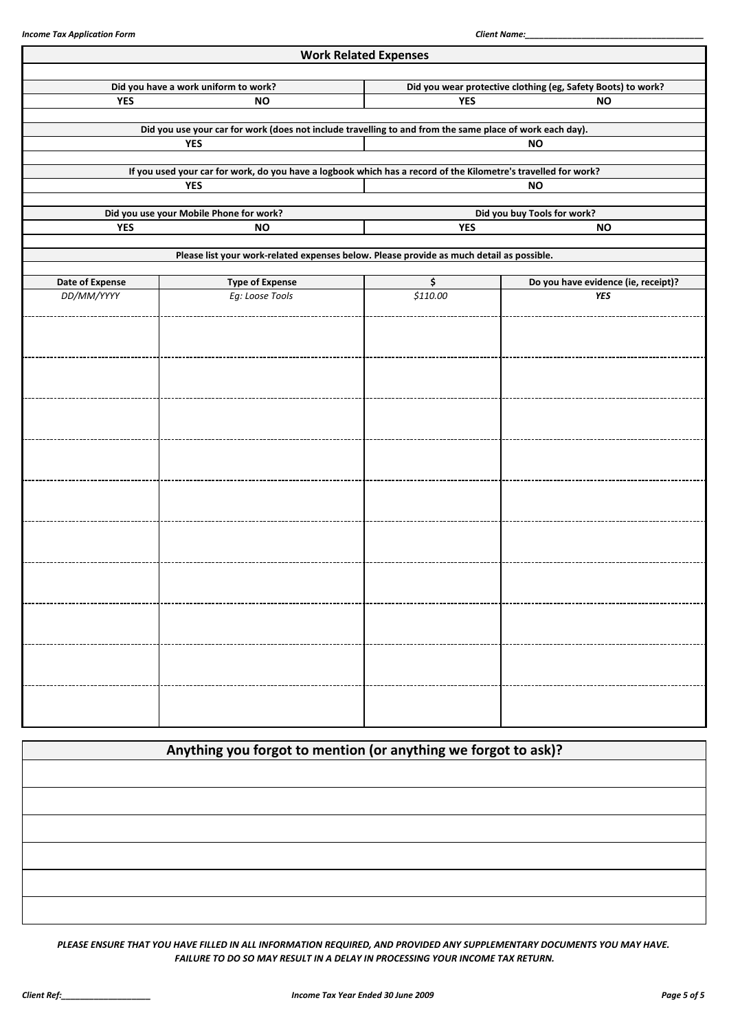## Work Related Expenses

| Did you have a work uniform to work? | | Did you wear protective clothing (eg, Safety Boots) to work? | |
|---|---|---|---|
| **YES** | **NO** | **YES** | **NO** |

| Did you use your car for work (does not include travelling to and from the same place of work each day). | |
|---|---|
| **YES** | **NO** |

| If you used your car for work, do you have a logbook which has a record of the Kilometre's travelled for work? | |
|---|---|
| **YES** | **NO** |

| Did you use your Mobile Phone for work? | | Did you buy Tools for work? | |
|---|---|---|---|
| **YES** | **NO** | **YES** | **NO** |

**Please list your work-related expenses below. Please provide as much detail as possible.**

| Date of Expense | Type of Expense | $ | Do you have evidence (ie, receipt)? |
|---|---|---|---|
| *DD/MM/YYYY* | *Eg: Loose Tools* | *$110.00* | ***YES*** |
| | | | |
| | | | |
| | | | |
| | | | |
| | | | |
| | | | |
| | | | |
| | | | |
| | | | |
| | | | |

## Anything you forgot to mention (or anything we forgot to ask)?

| |
|---|
| |
| |
| |
| |
| |
| |

***PLEASE ENSURE THAT YOU HAVE FILLED IN ALL INFORMATION REQUIRED, AND PROVIDED ANY SUPPLEMENTARY DOCUMENTS YOU MAY HAVE. FAILURE TO DO SO MAY RESULT IN A DELAY IN PROCESSING YOUR INCOME TAX RETURN.***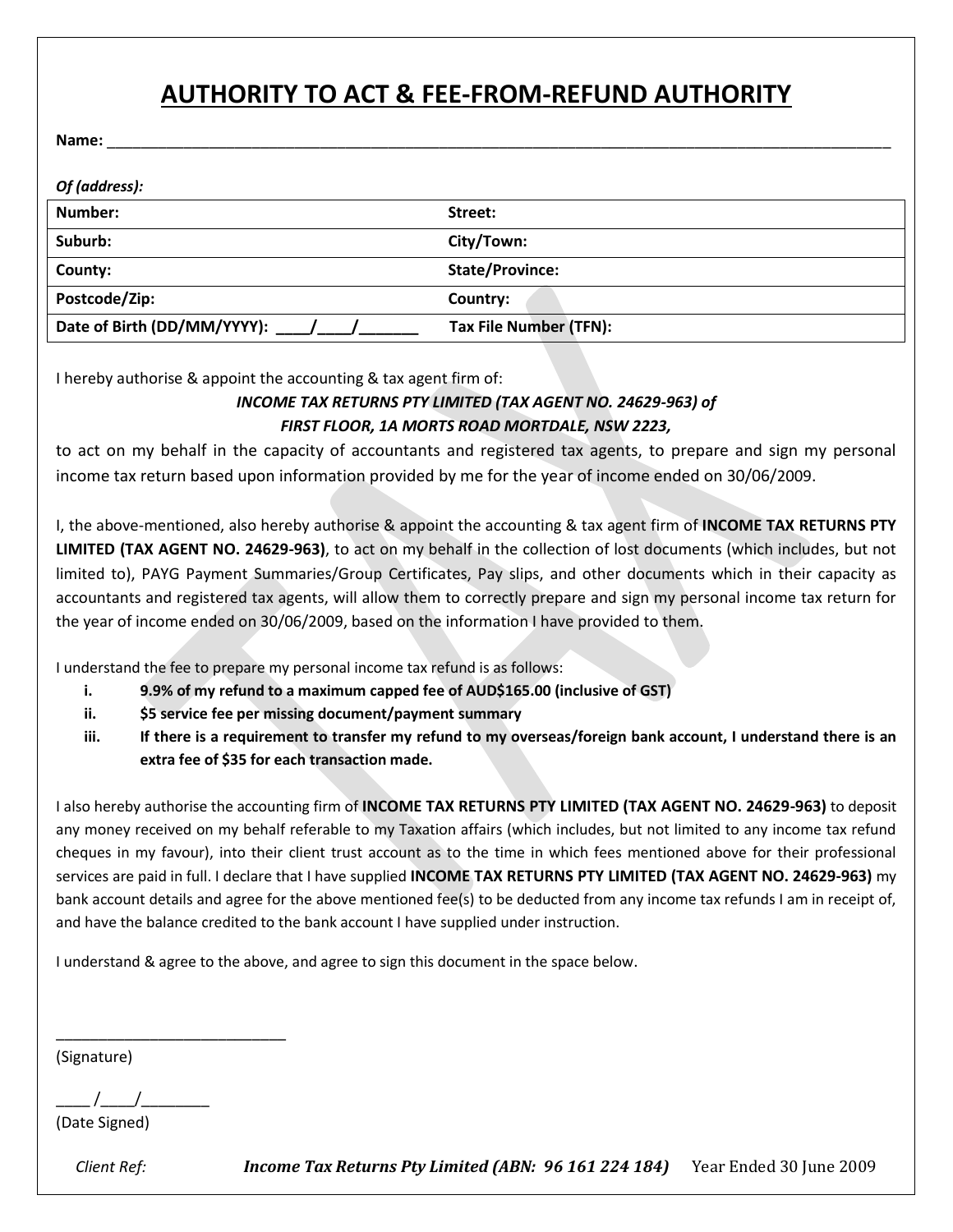# AUTHORITY TO ACT & FEE-FROM-REFUND AUTHORITY

**Name:** ____________________________________________________________________________________

***Of (address):***

| **Number:** | **Street:** |
|---|---|
| **Suburb:** | **City/Town:** |
| **County:** | **State/Province:** |
| **Postcode/Zip:** | **Country:** |
| **Date of Birth (DD/MM/YYYY): ____/____/_______** | **Tax File Number (TFN):** |

I hereby authorise & appoint the accounting & tax agent firm of:

***INCOME TAX RETURNS PTY LIMITED (TAX AGENT NO. 24629-963) of***
***FIRST FLOOR, 1A MORTS ROAD MORTDALE, NSW 2223,***

to act on my behalf in the capacity of accountants and registered tax agents, to prepare and sign my personal income tax return based upon information provided by me for the year of income ended on 30/06/2009.

I, the above-mentioned, also hereby authorise & appoint the accounting & tax agent firm of **INCOME TAX RETURNS PTY LIMITED (TAX AGENT NO. 24629-963)**, to act on my behalf in the collection of lost documents (which includes, but not limited to), PAYG Payment Summaries/Group Certificates, Pay slips, and other documents which in their capacity as accountants and registered tax agents, will allow them to correctly prepare and sign my personal income tax return for the year of income ended on 30/06/2009, based on the information I have provided to them.

I understand the fee to prepare my personal income tax refund is as follows:

i. **9.9% of my refund to a maximum capped fee of AUD$165.00 (inclusive of GST)**
ii. **$5 service fee per missing document/payment summary**
iii. **If there is a requirement to transfer my refund to my overseas/foreign bank account, I understand there is an extra fee of $35 for each transaction made.**

I also hereby authorise the accounting firm of **INCOME TAX RETURNS PTY LIMITED (TAX AGENT NO. 24629-963)** to deposit any money received on my behalf referable to my Taxation affairs (which includes, but not limited to any income tax refund cheques in my favour), into their client trust account as to the time in which fees mentioned above for their professional services are paid in full. I declare that I have supplied **INCOME TAX RETURNS PTY LIMITED (TAX AGENT NO. 24629-963)** my bank account details and agree for the above mentioned fee(s) to be deducted from any income tax refunds I am in receipt of, and have the balance credited to the bank account I have supplied under instruction.

I understand & agree to the above, and agree to sign this document in the space below.

___________________________
(Signature)

____ /____/________
(Date Signed)

*Client Ref:* ***Income Tax Returns Pty Limited (ABN: 96 161 224 184)*** Year Ended 30 June 2009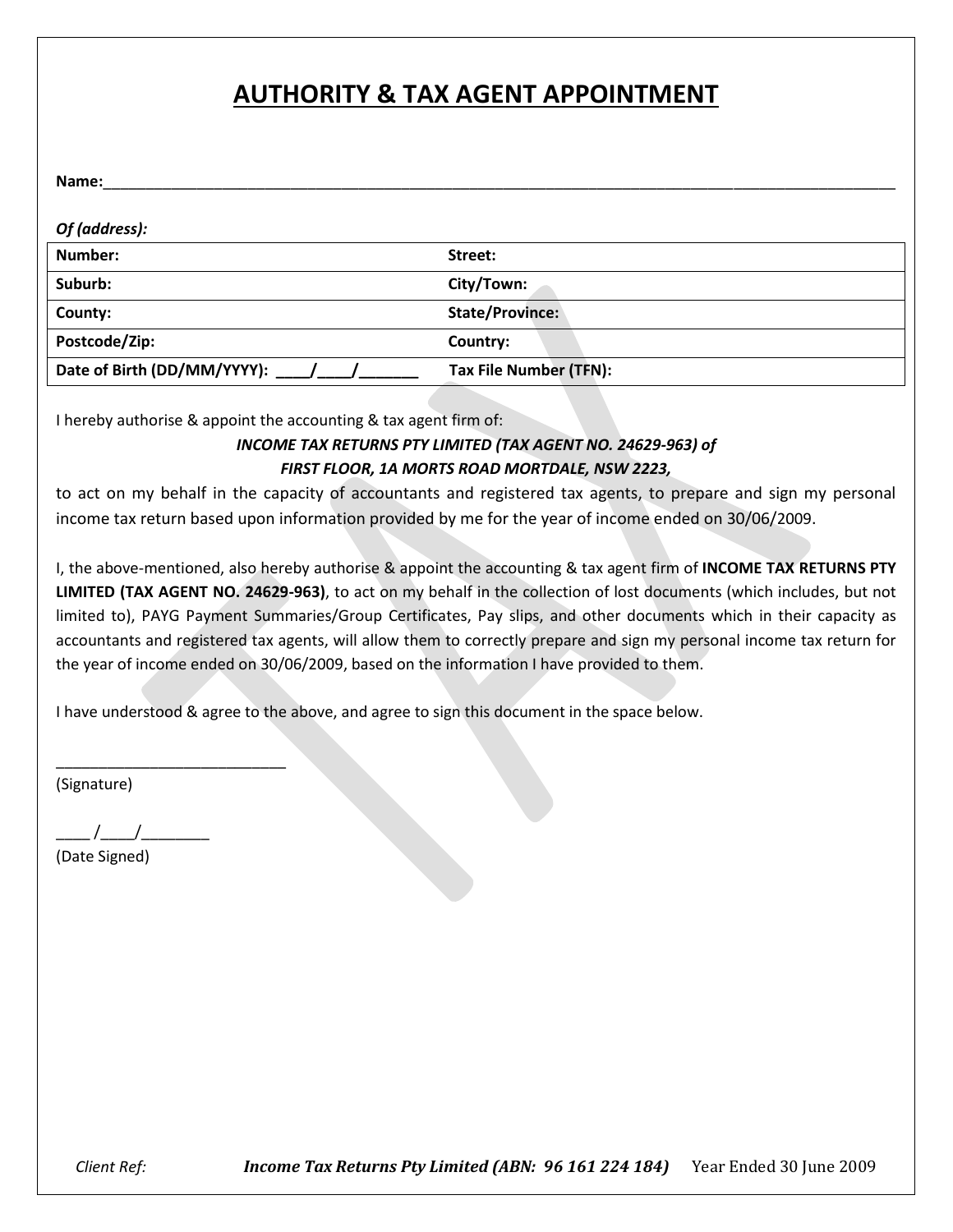# AUTHORITY & TAX AGENT APPOINTMENT

**Name:**_______________________________________________________________________________________________

***Of (address):***

| | |
|---|---|
| **Number:** | **Street:** |
| **Suburb:** | **City/Town:** |
| **County:** | **State/Province:** |
| **Postcode/Zip:** | **Country:** |
| **Date of Birth (DD/MM/YYYY): ____/____/_______** | **Tax File Number (TFN):** |

I hereby authorise & appoint the accounting & tax agent firm of:

***INCOME TAX RETURNS PTY LIMITED (TAX AGENT NO. 24629-963) of***
***FIRST FLOOR, 1A MORTS ROAD MORTDALE, NSW 2223,***

to act on my behalf in the capacity of accountants and registered tax agents, to prepare and sign my personal income tax return based upon information provided by me for the year of income ended on 30/06/2009.

I, the above-mentioned, also hereby authorise & appoint the accounting & tax agent firm of **INCOME TAX RETURNS PTY LIMITED (TAX AGENT NO. 24629-963)**, to act on my behalf in the collection of lost documents (which includes, but not limited to), PAYG Payment Summaries/Group Certificates, Pay slips, and other documents which in their capacity as accountants and registered tax agents, will allow them to correctly prepare and sign my personal income tax return for the year of income ended on 30/06/2009, based on the information I have provided to them.

I have understood & agree to the above, and agree to sign this document in the space below.

___________________________
(Signature)

____ /____/________
(Date Signed)

*Client Ref:* ***Income Tax Returns Pty Limited (ABN: 96 161 224 184)*** Year Ended 30 June 2009